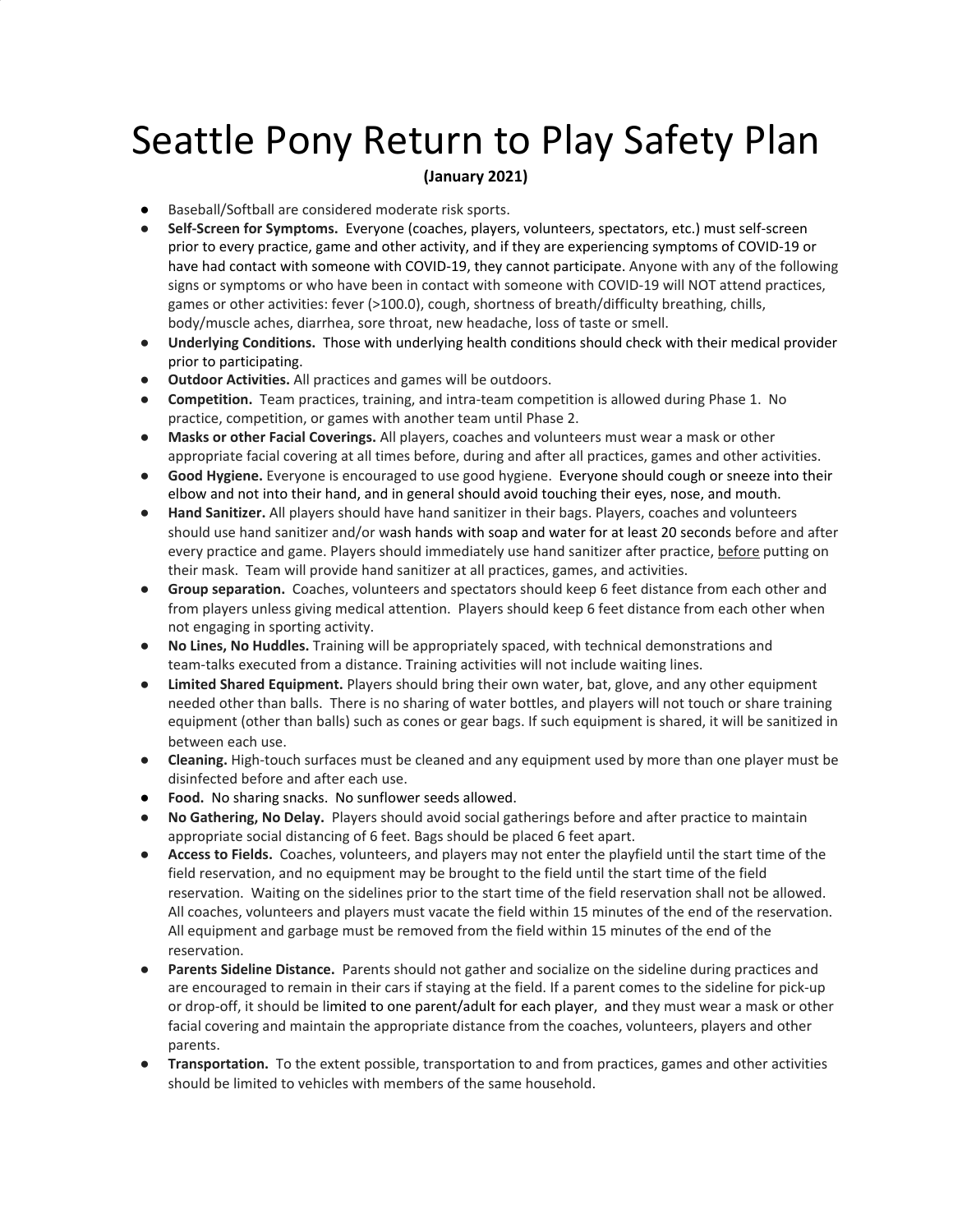# Seattle Pony Return to Play Safety Plan

**(January 2021)**

- Baseball/Softball are considered moderate risk sports.
- **Self-Screen for Symptoms.** Everyone (coaches, players, volunteers, spectators, etc.) must self-screen prior to every practice, game and other activity, and if they are experiencing symptoms of COVID-19 or have had contact with someone with COVID-19, they cannot participate. Anyone with any of the following signs or symptoms or who have been in contact with someone with COVID-19 will NOT attend practices, games or other activities: fever (>100.0), cough, shortness of breath/difficulty breathing, chills, body/muscle aches, diarrhea, sore throat, new headache, loss of taste or smell.
- **Underlying Conditions.** Those with underlying health conditions should check with their medical provider prior to participating.
- **Outdoor Activities.** All practices and games will be outdoors.
- **Competition.** Team practices, training, and intra-team competition is allowed during Phase 1. No practice, competition, or games with another team until Phase 2.
- **Masks or other Facial Coverings.** All players, coaches and volunteers must wear a mask or other appropriate facial covering at all times before, during and after all practices, games and other activities.
- **Good Hygiene.** Everyone is encouraged to use good hygiene. Everyone should cough or sneeze into their elbow and not into their hand, and in general should avoid touching their eyes, nose, and mouth.
- **Hand Sanitizer.** All players should have hand sanitizer in their bags. Players, coaches and volunteers should use hand sanitizer and/or wash hands with soap and water for at least 20 seconds before and after every practice and game. Players should immediately use hand sanitizer after practice, <u>before</u> putting on their mask. Team will provide hand sanitizer at all practices, games, and activities.
- **Group separation.** Coaches, volunteers and spectators should keep 6 feet distance from each other and from players unless giving medical attention. Players should keep 6 feet distance from each other when not engaging in sporting activity.
- **No Lines, No Huddles.** Training will be appropriately spaced, with technical demonstrations and team-talks executed from a distance. Training activities will not include waiting lines.
- **Limited Shared Equipment.** Players should bring their own water, bat, glove, and any other equipment needed other than balls. There is no sharing of water bottles, and players will not touch or share training equipment (other than balls) such as cones or gear bags. If such equipment is shared, it will be sanitized in between each use.
- **Cleaning.** High-touch surfaces must be cleaned and any equipment used by more than one player must be disinfected before and after each use.
- **Food.** No sharing snacks. No sunflower seeds allowed.
- **No Gathering, No Delay.** Players should avoid social gatherings before and after practice to maintain appropriate social distancing of 6 feet. Bags should be placed 6 feet apart.
- **Access to Fields.** Coaches, volunteers, and players may not enter the playfield until the start time of the field reservation, and no equipment may be brought to the field until the start time of the field reservation. Waiting on the sidelines prior to the start time of the field reservation shall not be allowed. All coaches, volunteers and players must vacate the field within 15 minutes of the end of the reservation. All equipment and garbage must be removed from the field within 15 minutes of the end of the reservation.
- **Parents Sideline Distance.** Parents should not gather and socialize on the sideline during practices and are encouraged to remain in their cars if staying at the field. If a parent comes to the sideline for pick-up or drop-off, it should be limited to one parent/adult for each player, and they must wear a mask or other facial covering and maintain the appropriate distance from the coaches, volunteers, players and other parents.
- **Transportation.** To the extent possible, transportation to and from practices, games and other activities should be limited to vehicles with members of the same household.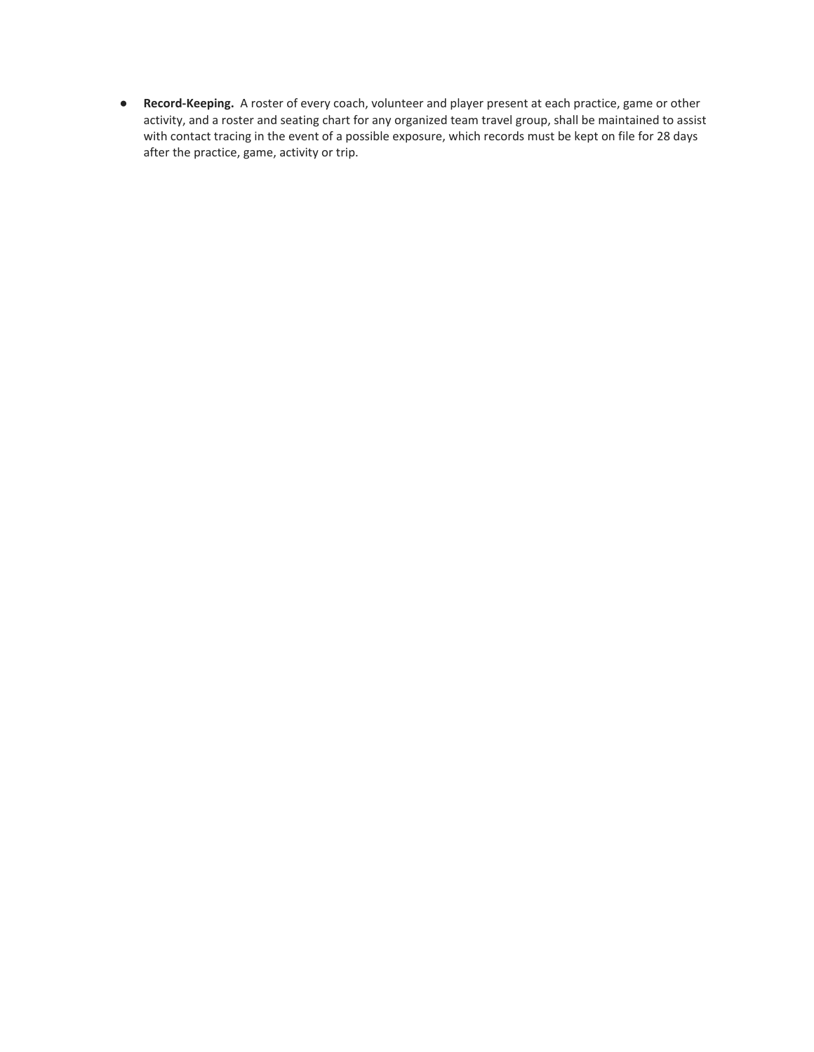- **Record-Keeping.** A roster of every coach, volunteer and player present at each practice, game or other activity, and a roster and seating chart for any organized team travel group, shall be maintained to assist with contact tracing in the event of a possible exposure, which records must be kept on file for 28 days after the practice, game, activity or trip.